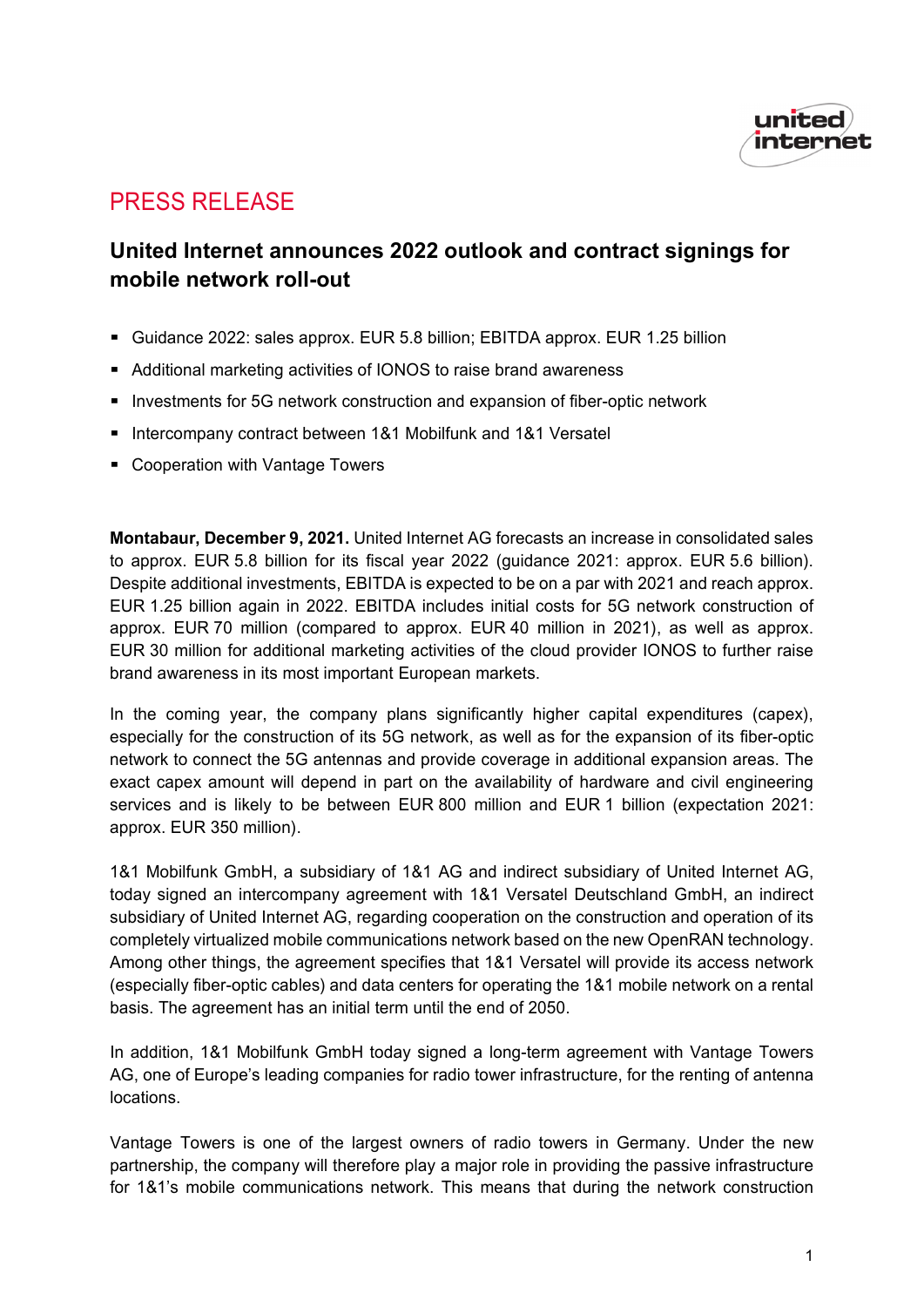# PRESS RELEASE

## United Internet announces 2022 outlook and contract signings for mobile network roll-out

- Guidance 2022: sales approx. EUR 5.8 billion; EBITDA approx. EUR 1.25 billion
- Additional marketing activities of IONOS to raise brand awareness
- Investments for 5G network construction and expansion of fiber-optic network
- Intercompany contract between 1&1 Mobilfunk and 1&1 Versatel
- Cooperation with Vantage Towers

**Montabaur, December 9, 2021.** United Internet AG forecasts an increase in consolidated sales to approx. EUR 5.8 billion for its fiscal year 2022 (guidance 2021: approx. EUR 5.6 billion). Despite additional investments, EBITDA is expected to be on a par with 2021 and reach approx. EUR 1.25 billion again in 2022. EBITDA includes initial costs for 5G network construction of approx. EUR 70 million (compared to approx. EUR 40 million in 2021), as well as approx. EUR 30 million for additional marketing activities of the cloud provider IONOS to further raise brand awareness in its most important European markets.

In the coming year, the company plans significantly higher capital expenditures (capex), especially for the construction of its 5G network, as well as for the expansion of its fiber-optic network to connect the 5G antennas and provide coverage in additional expansion areas. The exact capex amount will depend in part on the availability of hardware and civil engineering services and is likely to be between EUR 800 million and EUR 1 billion (expectation 2021: approx. EUR 350 million).

1&1 Mobilfunk GmbH, a subsidiary of 1&1 AG and indirect subsidiary of United Internet AG, today signed an intercompany agreement with 1&1 Versatel Deutschland GmbH, an indirect subsidiary of United Internet AG, regarding cooperation on the construction and operation of its completely virtualized mobile communications network based on the new OpenRAN technology. Among other things, the agreement specifies that 1&1 Versatel will provide its access network (especially fiber-optic cables) and data centers for operating the 1&1 mobile network on a rental basis. The agreement has an initial term until the end of 2050.

In addition, 1&1 Mobilfunk GmbH today signed a long-term agreement with Vantage Towers AG, one of Europe's leading companies for radio tower infrastructure, for the renting of antenna locations.

Vantage Towers is one of the largest owners of radio towers in Germany. Under the new partnership, the company will therefore play a major role in providing the passive infrastructure for 1&1's mobile communications network. This means that during the network construction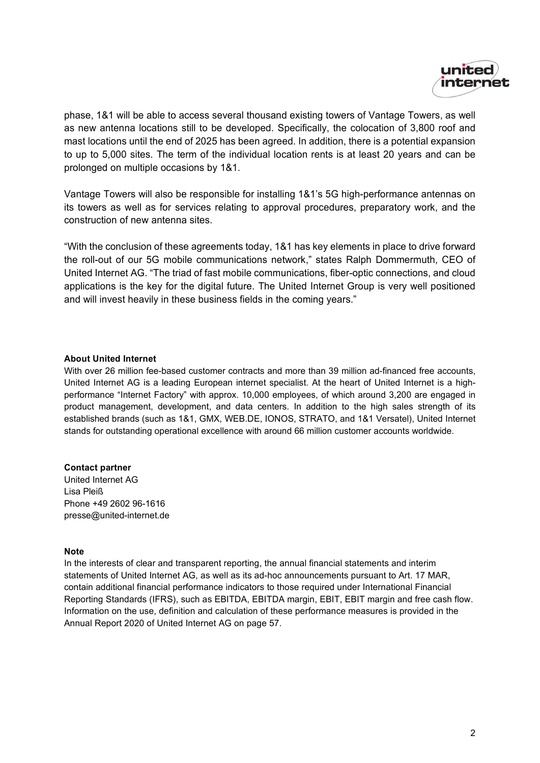phase, 1&1 will be able to access several thousand existing towers of Vantage Towers, as well as new antenna locations still to be developed. Specifically, the colocation of 3,800 roof and mast locations until the end of 2025 has been agreed. In addition, there is a potential expansion to up to 5,000 sites. The term of the individual location rents is at least 20 years and can be prolonged on multiple occasions by 1&1.

Vantage Towers will also be responsible for installing 1&1's 5G high-performance antennas on its towers as well as for services relating to approval procedures, preparatory work, and the construction of new antenna sites.

"With the conclusion of these agreements today, 1&1 has key elements in place to drive forward the roll-out of our 5G mobile communications network," states Ralph Dommermuth, CEO of United Internet AG. "The triad of fast mobile communications, fiber-optic connections, and cloud applications is the key for the digital future. The United Internet Group is very well positioned and will invest heavily in these business fields in the coming years."

**About United Internet**

With over 26 million fee-based customer contracts and more than 39 million ad-financed free accounts, United Internet AG is a leading European internet specialist. At the heart of United Internet is a high-performance "Internet Factory" with approx. 10,000 employees, of which around 3,200 are engaged in product management, development, and data centers. In addition to the high sales strength of its established brands (such as 1&1, GMX, WEB.DE, IONOS, STRATO, and 1&1 Versatel), United Internet stands for outstanding operational excellence with around 66 million customer accounts worldwide.

**Contact partner**

United Internet AG
Lisa Pleiß
Phone +49 2602 96-1616
presse@united-internet.de

**Note**

In the interests of clear and transparent reporting, the annual financial statements and interim statements of United Internet AG, as well as its ad-hoc announcements pursuant to Art. 17 MAR, contain additional financial performance indicators to those required under International Financial Reporting Standards (IFRS), such as EBITDA, EBITDA margin, EBIT, EBIT margin and free cash flow. Information on the use, definition and calculation of these performance measures is provided in the Annual Report 2020 of United Internet AG on page 57.